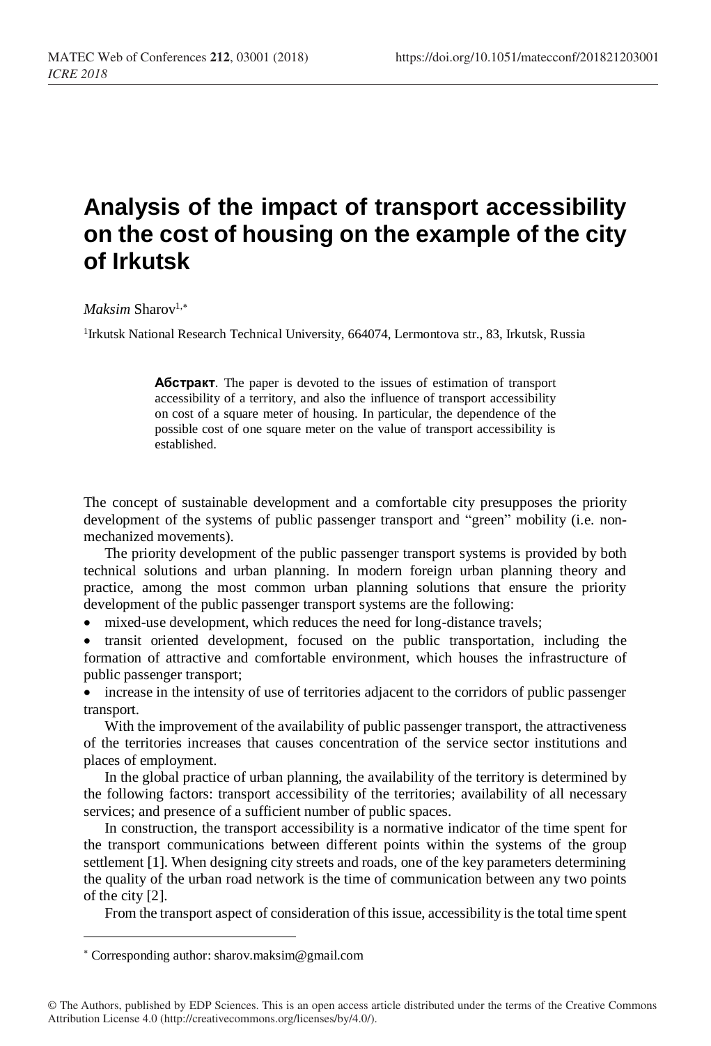# Analysis of the impact of transport accessibility on the cost of housing on the example of the city of Irkutsk

*Maksim* Sharov[1,*]

[1]Irkutsk National Research Technical University, 664074, Lermontova str., 83, Irkutsk, Russia

**Абстракт**. The paper is devoted to the issues of estimation of transport accessibility of a territory, and also the influence of transport accessibility on cost of a square meter of housing. In particular, the dependence of the possible cost of one square meter on the value of transport accessibility is established.

The concept of sustainable development and a comfortable city presupposes the priority development of the systems of public passenger transport and "green" mobility (i.e. non-mechanized movements).

The priority development of the public passenger transport systems is provided by both technical solutions and urban planning. In modern foreign urban planning theory and practice, among the most common urban planning solutions that ensure the priority development of the public passenger transport systems are the following:

- mixed-use development, which reduces the need for long-distance travels;
- transit oriented development, focused on the public transportation, including the formation of attractive and comfortable environment, which houses the infrastructure of public passenger transport;
- increase in the intensity of use of territories adjacent to the corridors of public passenger transport.

With the improvement of the availability of public passenger transport, the attractiveness of the territories increases that causes concentration of the service sector institutions and places of employment.

In the global practice of urban planning, the availability of the territory is determined by the following factors: transport accessibility of the territories; availability of all necessary services; and presence of a sufficient number of public spaces.

In construction, the transport accessibility is a normative indicator of the time spent for the transport communications between different points within the systems of the group settlement [1]. When designing city streets and roads, one of the key parameters determining the quality of the urban road network is the time of communication between any two points of the city [2].

From the transport aspect of consideration of this issue, accessibility is the total time spent

* Corresponding author: sharov.maksim@gmail.com

© The Authors, published by EDP Sciences. This is an open access article distributed under the terms of the Creative Commons Attribution License 4.0 (http://creativecommons.org/licenses/by/4.0/).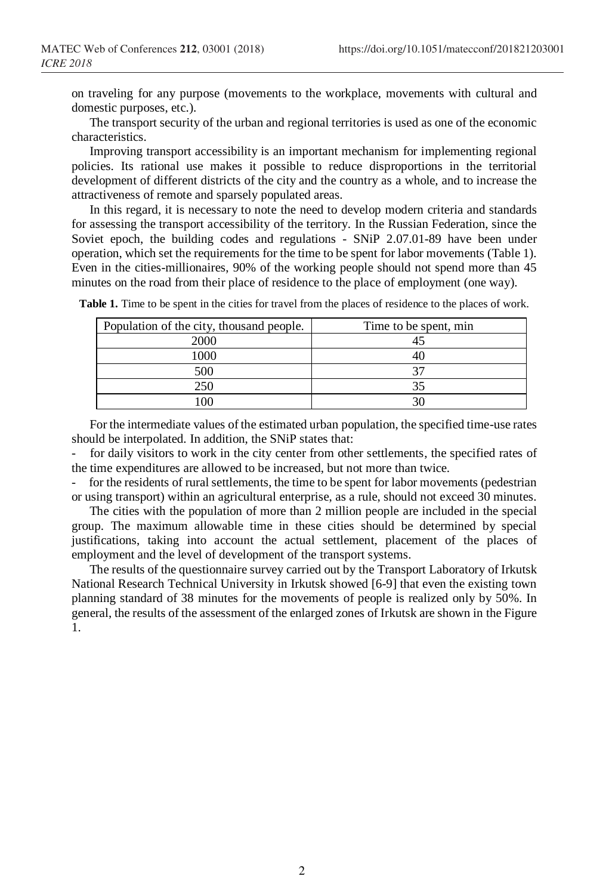on traveling for any purpose (movements to the workplace, movements with cultural and domestic purposes, etc.).

The transport security of the urban and regional territories is used as one of the economic characteristics.

Improving transport accessibility is an important mechanism for implementing regional policies. Its rational use makes it possible to reduce disproportions in the territorial development of different districts of the city and the country as a whole, and to increase the attractiveness of remote and sparsely populated areas.

In this regard, it is necessary to note the need to develop modern criteria and standards for assessing the transport accessibility of the territory. In the Russian Federation, since the Soviet epoch, the building codes and regulations - SNiP 2.07.01-89 have been under operation, which set the requirements for the time to be spent for labor movements (Table 1). Even in the cities-millionaires, 90% of the working people should not spend more than 45 minutes on the road from their place of residence to the place of employment (one way).

**Table 1.** Time to be spent in the cities for travel from the places of residence to the places of work.

| Population of the city, thousand people. | Time to be spent, min |
|---|---|
| 2000 | 45 |
| 1000 | 40 |
| 500 | 37 |
| 250 | 35 |
| 100 | 30 |

For the intermediate values of the estimated urban population, the specified time-use rates should be interpolated. In addition, the SNiP states that:

- for daily visitors to work in the city center from other settlements, the specified rates of the time expenditures are allowed to be increased, but not more than twice.
- for the residents of rural settlements, the time to be spent for labor movements (pedestrian or using transport) within an agricultural enterprise, as a rule, should not exceed 30 minutes.

The cities with the population of more than 2 million people are included in the special group. The maximum allowable time in these cities should be determined by special justifications, taking into account the actual settlement, placement of the places of employment and the level of development of the transport systems.

The results of the questionnaire survey carried out by the Transport Laboratory of Irkutsk National Research Technical University in Irkutsk showed [6-9] that even the existing town planning standard of 38 minutes for the movements of people is realized only by 50%. In general, the results of the assessment of the enlarged zones of Irkutsk are shown in the Figure 1.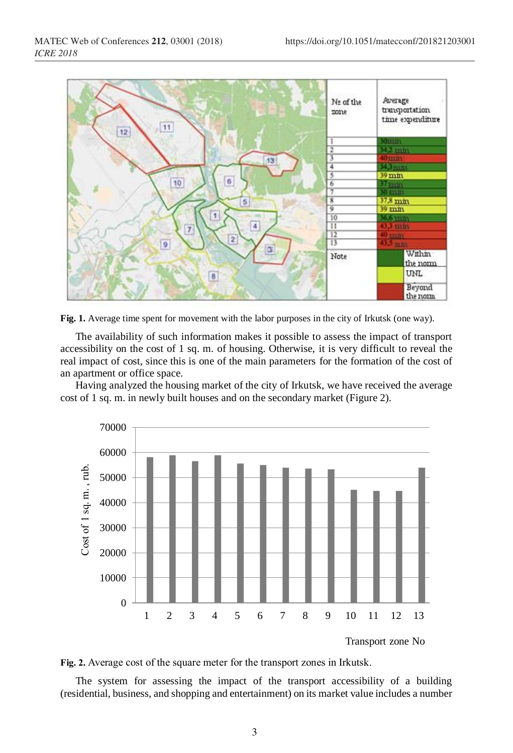**Fig. 1.** Average time spent for movement with the labor purposes in the city of Irkutsk (one way).

The availability of such information makes it possible to assess the impact of transport accessibility on the cost of 1 sq. m. of housing. Otherwise, it is very difficult to reveal the real impact of cost, since this is one of the main parameters for the formation of the cost of an apartment or office space.

Having analyzed the housing market of the city of Irkutsk, we have received the average cost of 1 sq. m. in newly built houses and on the secondary market (Figure 2).

**Fig. 2.** Average cost of the square meter for the transport zones in Irkutsk.

The system for assessing the impact of the transport accessibility of a building (residential, business, and shopping and entertainment) on its market value includes a number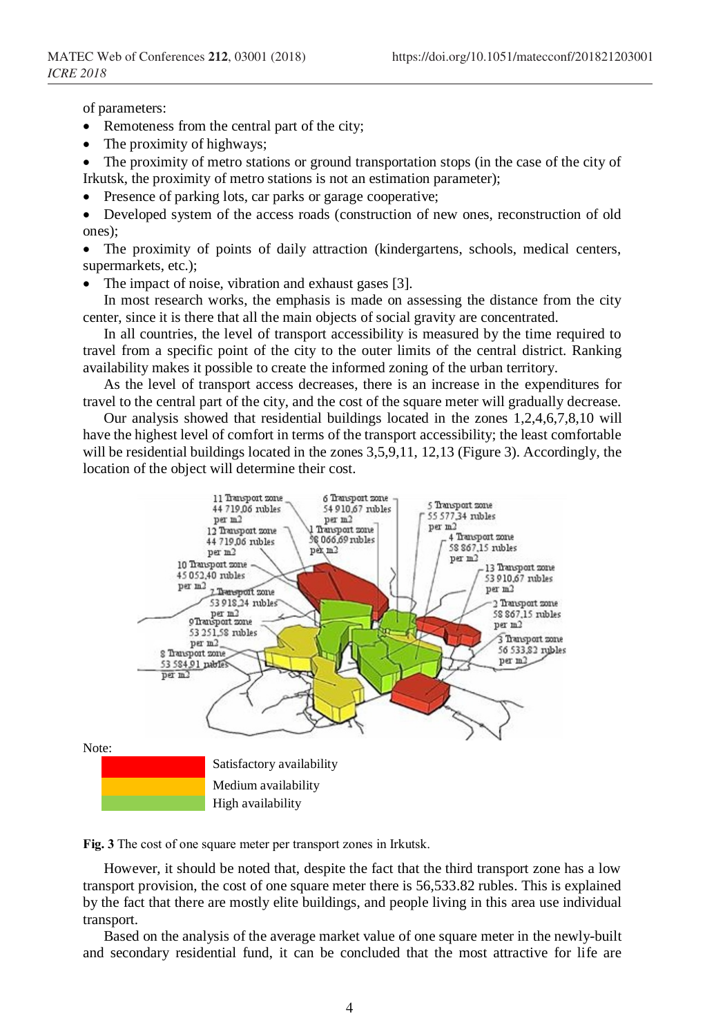of parameters:

- Remoteness from the central part of the city;
- The proximity of highways;
- The proximity of metro stations or ground transportation stops (in the case of the city of Irkutsk, the proximity of metro stations is not an estimation parameter);
- Presence of parking lots, car parks or garage cooperative;
- Developed system of the access roads (construction of new ones, reconstruction of old ones);
- The proximity of points of daily attraction (kindergartens, schools, medical centers, supermarkets, etc.);
- The impact of noise, vibration and exhaust gases [3].

In most research works, the emphasis is made on assessing the distance from the city center, since it is there that all the main objects of social gravity are concentrated.

In all countries, the level of transport accessibility is measured by the time required to travel from a specific point of the city to the outer limits of the central district. Ranking availability makes it possible to create the informed zoning of the urban territory.

As the level of transport access decreases, there is an increase in the expenditures for travel to the central part of the city, and the cost of the square meter will gradually decrease.

Our analysis showed that residential buildings located in the zones 1,2,4,6,7,8,10 will have the highest level of comfort in terms of the transport accessibility; the least comfortable will be residential buildings located in the zones 3,5,9,11, 12,13 (Figure 3). Accordingly, the location of the object will determine their cost.

11 Transport zone 44 719,06 rubles per m2
6 Transport zone 54 910,67 rubles per m2
5 Transport zone 55 577,34 rubles per m2
12 Transport zone 44 719,06 rubles per m2
1 Transport zone 58 066,69 rubles per m2
4 Transport zone 58 867,15 rubles per m2
10 Transport zone 45 052,40 rubles per m2
13 Transport zone 53 910,67 rubles per m2
7 Transport zone 53 918,24 rubles per m2
2 Transport zone 58 867,15 rubles per m2
9 Transport zone 53 251,58 rubles per m2
3 Transport zone 56 533,82 rubles per m2
8 Transport zone 53 584,91 rubles per m2

Note:

Satisfactory availability

Medium availability

High availability

**Fig. 3** The cost of one square meter per transport zones in Irkutsk.

However, it should be noted that, despite the fact that the third transport zone has a low transport provision, the cost of one square meter there is 56,533.82 rubles. This is explained by the fact that there are mostly elite buildings, and people living in this area use individual transport.

Based on the analysis of the average market value of one square meter in the newly-built and secondary residential fund, it can be concluded that the most attractive for life are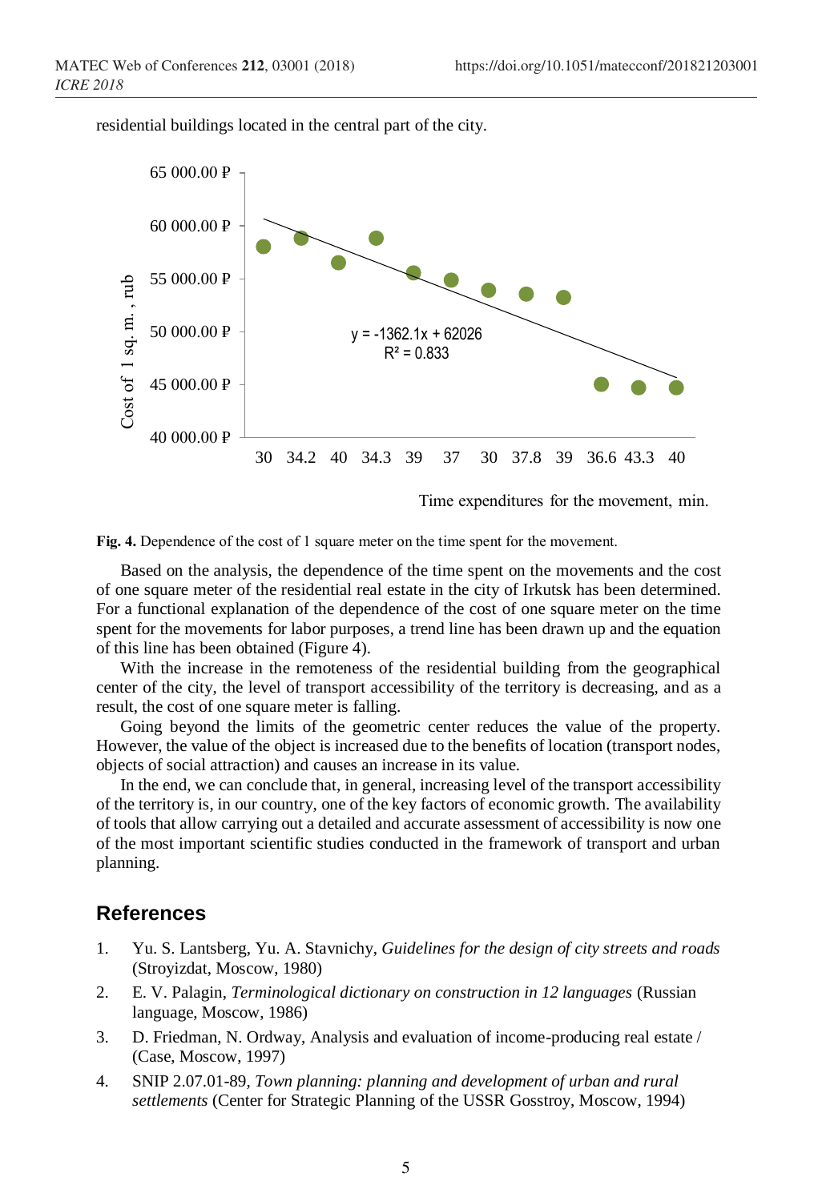residential buildings located in the central part of the city.

Fig. 4. Dependence of the cost of 1 square meter on the time spent for the movement.

Based on the analysis, the dependence of the time spent on the movements and the cost of one square meter of the residential real estate in the city of Irkutsk has been determined. For a functional explanation of the dependence of the cost of one square meter on the time spent for the movements for labor purposes, a trend line has been drawn up and the equation of this line has been obtained (Figure 4).

With the increase in the remoteness of the residential building from the geographical center of the city, the level of transport accessibility of the territory is decreasing, and as a result, the cost of one square meter is falling.

Going beyond the limits of the geometric center reduces the value of the property. However, the value of the object is increased due to the benefits of location (transport nodes, objects of social attraction) and causes an increase in its value.

In the end, we can conclude that, in general, increasing level of the transport accessibility of the territory is, in our country, one of the key factors of economic growth. The availability of tools that allow carrying out a detailed and accurate assessment of accessibility is now one of the most important scientific studies conducted in the framework of transport and urban planning.

## References

1. Yu. S. Lantsberg, Yu. A. Stavnichy, *Guidelines for the design of city streets and roads* (Stroyizdat, Moscow, 1980)
2. E. V. Palagin, *Terminological dictionary on construction in 12 languages* (Russian language, Moscow, 1986)
3. D. Friedman, N. Ordway, Analysis and evaluation of income-producing real estate / (Case, Moscow, 1997)
4. SNIP 2.07.01-89, *Town planning: planning and development of urban and rural settlements* (Center for Strategic Planning of the USSR Gosstroy, Moscow, 1994)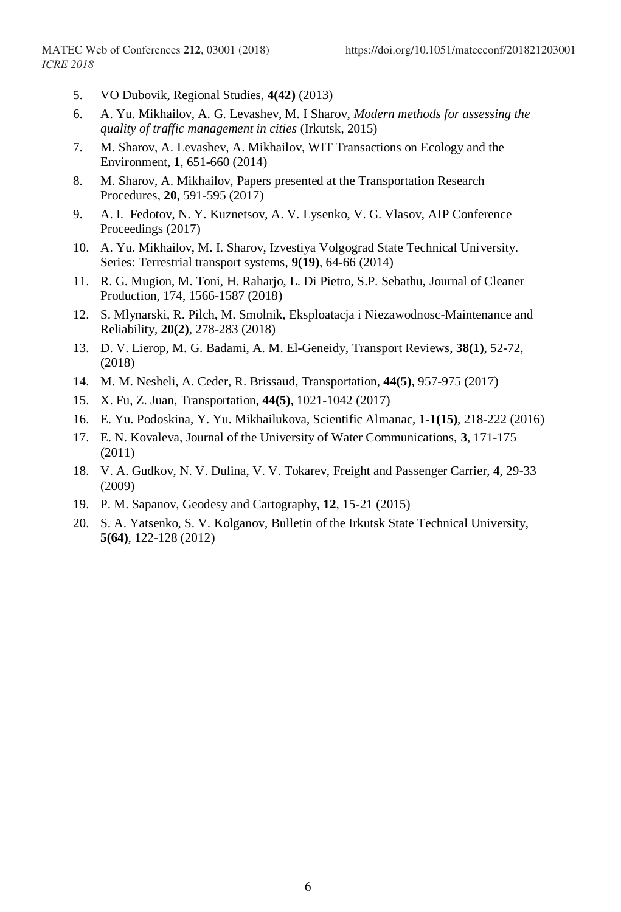5. VO Dubovik, Regional Studies, **4(42)** (2013)
6. A. Yu. Mikhailov, A. G. Levashev, M. I Sharov, *Modern methods for assessing the quality of traffic management in cities* (Irkutsk, 2015)
7. M. Sharov, A. Levashev, A. Mikhailov, WIT Transactions on Ecology and the Environment, **1**, 651-660 (2014)
8. M. Sharov, A. Mikhailov, Papers presented at the Transportation Research Procedures, **20**, 591-595 (2017)
9. A. I. Fedotov, N. Y. Kuznetsov, A. V. Lysenko, V. G. Vlasov, AIP Conference Proceedings (2017)
10. A. Yu. Mikhailov, M. I. Sharov, Izvestiya Volgograd State Technical University. Series: Terrestrial transport systems, **9(19)**, 64-66 (2014)
11. R. G. Mugion, M. Toni, H. Raharjo, L. Di Pietro, S.P. Sebathu, Journal of Cleaner Production, 174, 1566-1587 (2018)
12. S. Mlynarski, R. Pilch, M. Smolnik, Eksploatacja i Niezawodnosc-Maintenance and Reliability, **20(2)**, 278-283 (2018)
13. D. V. Lierop, M. G. Badami, A. M. El-Geneidy, Transport Reviews, **38(1)**, 52-72, (2018)
14. M. M. Nesheli, A. Ceder, R. Brissaud, Transportation, **44(5)**, 957-975 (2017)
15. X. Fu, Z. Juan, Transportation, **44(5)**, 1021-1042 (2017)
16. E. Yu. Podoskina, Y. Yu. Mikhailukova, Scientific Almanac, **1-1(15)**, 218-222 (2016)
17. E. N. Kovaleva, Journal of the University of Water Communications, **3**, 171-175 (2011)
18. V. A. Gudkov, N. V. Dulina, V. V. Tokarev, Freight and Passenger Carrier, **4**, 29-33 (2009)
19. P. M. Sapanov, Geodesy and Cartography, **12**, 15-21 (2015)
20. S. A. Yatsenko, S. V. Kolganov, Bulletin of the Irkutsk State Technical University, **5(64)**, 122-128 (2012)